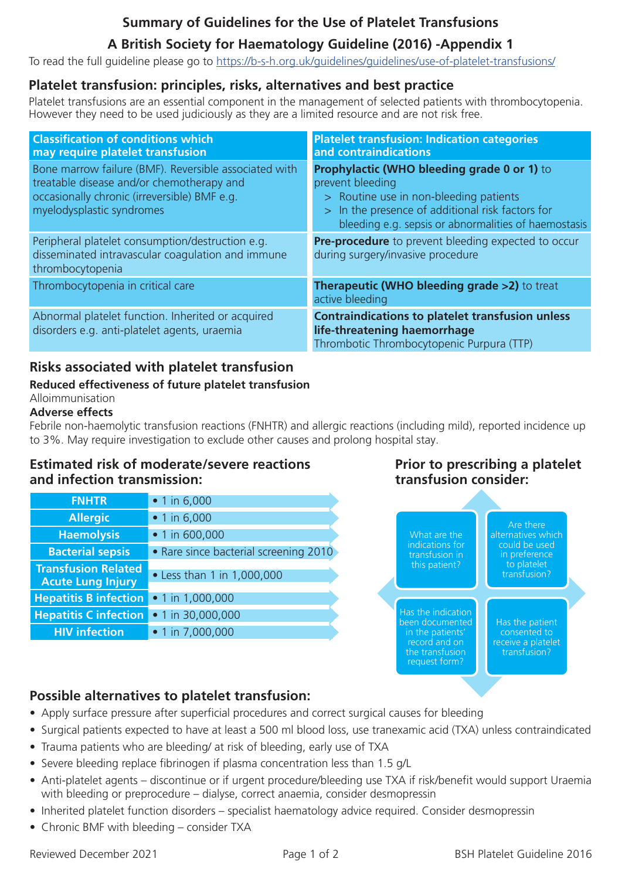# Summary of Guidelines for the Use of Platelet Transfusions

## A British Society for Haematology Guideline (2016) -Appendix 1

To read the full guideline please go to https://b-s-h.org.uk/guidelines/guidelines/use-of-platelet-transfusions/

## Platelet transfusion: principles, risks, alternatives and best practice

Platelet transfusions are an essential component in the management of selected patients with thrombocytopenia. However they need to be used judiciously as they are a limited resource and are not risk free.

| Classification of conditions which may require platelet transfusion | Platelet transfusion: Indication categories and contraindications |
|---|---|
| Bone marrow failure (BMF). Reversible associated with treatable disease and/or chemotherapy and occasionally chronic (irreversible) BMF e.g. myelodysplastic syndromes | **Prophylactic (WHO bleeding grade 0 or 1)** to prevent bleeding<br>> Routine use in non-bleeding patients<br>> In the presence of additional risk factors for bleeding e.g. sepsis or abnormalities of haemostasis |
| Peripheral platelet consumption/destruction e.g. disseminated intravascular coagulation and immune thrombocytopenia | **Pre-procedure** to prevent bleeding expected to occur during surgery/invasive procedure |
| Thrombocytopenia in critical care | **Therapeutic (WHO bleeding grade >2)** to treat active bleeding |
| Abnormal platelet function. Inherited or acquired disorders e.g. anti-platelet agents, uraemia | **Contraindications to platelet transfusion unless life-threatening haemorrhage**<br>Thrombotic Thrombocytopenic Purpura (TTP) |

## Risks associated with platelet transfusion

**Reduced effectiveness of future platelet transfusion**

Alloimmunisation

**Adverse effects**

Febrile non-haemolytic transfusion reactions (FNHTR) and allergic reactions (including mild), reported incidence up to 3%. May require investigation to exclude other causes and prolong hospital stay.

### Estimated risk of moderate/severe reactions and infection transmission:

| Reaction / Infection | Estimated risk |
|---|---|
| FNHTR | • 1 in 6,000 |
| Allergic | • 1 in 6,000 |
| Haemolysis | • 1 in 600,000 |
| Bacterial sepsis | • Rare since bacterial screening 2010 |
| Transfusion Related Acute Lung Injury | • Less than 1 in 1,000,000 |
| Hepatitis B infection | • 1 in 1,000,000 |
| Hepatitis C infection | • 1 in 30,000,000 |
| HIV infection | • 1 in 7,000,000 |

### Prior to prescribing a platelet transfusion consider:

- What are the indications for transfusion in this patient?
- Are there alternatives which could be used in preference to platelet transfusion?
- Has the indication been documented in the patients' record and on the transfusion request form?
- Has the patient consented to receive a platelet transfusion?

## Possible alternatives to platelet transfusion:

- Apply surface pressure after superficial procedures and correct surgical causes for bleeding
- Surgical patients expected to have at least a 500 ml blood loss, use tranexamic acid (TXA) unless contraindicated
- Trauma patients who are bleeding/ at risk of bleeding, early use of TXA
- Severe bleeding replace fibrinogen if plasma concentration less than 1.5 g/L
- Anti-platelet agents – discontinue or if urgent procedure/bleeding use TXA if risk/benefit would support Uraemia with bleeding or preprocedure – dialyse, correct anaemia, consider desmopressin
- Inherited platelet function disorders – specialist haematology advice required. Consider desmopressin
- Chronic BMF with bleeding – consider TXA

Reviewed December 2021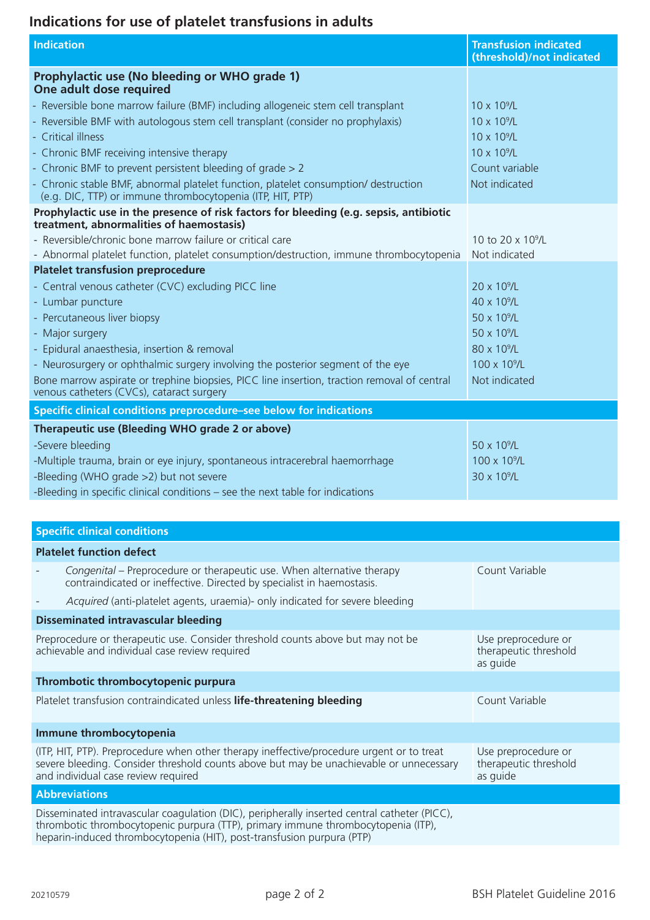## Indications for use of platelet transfusions in adults

| Indication | Transfusion indicated (threshold)/not indicated |
|---|---|
| **Prophylactic use (No bleeding or WHO grade 1) One adult dose required** | |
| - Reversible bone marrow failure (BMF) including allogeneic stem cell transplant | $10 \times 10^9$/L |
| - Reversible BMF with autologous stem cell transplant (consider no prophylaxis) | $10 \times 10^9$/L |
| - Critical illness | $10 \times 10^9$/L |
| - Chronic BMF receiving intensive therapy | $10 \times 10^9$/L |
| - Chronic BMF to prevent persistent bleeding of grade > 2 | Count variable |
| - Chronic stable BMF, abnormal platelet function, platelet consumption/ destruction (e.g. DIC, TTP) or immune thrombocytopenia (ITP, HIT, PTP) | Not indicated |
| **Prophylactic use in the presence of risk factors for bleeding (e.g. sepsis, antibiotic treatment, abnormalities of haemostasis)** | |
| - Reversible/chronic bone marrow failure or critical care | 10 to $20 \times 10^9$/L |
| - Abnormal platelet function, platelet consumption/destruction, immune thrombocytopenia | Not indicated |
| **Platelet transfusion preprocedure** | |
| - Central venous catheter (CVC) excluding PICC line | $20 \times 10^9$/L |
| - Lumbar puncture | $40 \times 10^9$/L |
| - Percutaneous liver biopsy | $50 \times 10^9$/L |
| - Major surgery | $50 \times 10^9$/L |
| - Epidural anaesthesia, insertion & removal | $80 \times 10^9$/L |
| - Neurosurgery or ophthalmic surgery involving the posterior segment of the eye | $100 \times 10^9$/L |
| Bone marrow aspirate or trephine biopsies, PICC line insertion, traction removal of central venous catheters (CVCs), cataract surgery | Not indicated |
| **Specific clinical conditions preprocedure–see below for indications** | |
| **Therapeutic use (Bleeding WHO grade 2 or above)** | |
| -Severe bleeding | $50 \times 10^9$/L |
| -Multiple trauma, brain or eye injury, spontaneous intracerebral haemorrhage | $100 \times 10^9$/L |
| -Bleeding (WHO grade >2) but not severe | $30 \times 10^9$/L |
| -Bleeding in specific clinical conditions – see the next table for indications | |

| Specific clinical conditions | |
|---|---|
| **Platelet function defect** | |
| - *Congenital* – Preprocedure or therapeutic use. When alternative therapy contraindicated or ineffective. Directed by specialist in haemostasis.<br>- *Acquired* (anti-platelet agents, uraemia)- only indicated for severe bleeding | Count Variable |
| **Disseminated intravascular bleeding** | |
| Preprocedure or therapeutic use. Consider threshold counts above but may not be achievable and individual case review required | Use preprocedure or therapeutic threshold as guide |
| **Thrombotic thrombocytopenic purpura** | |
| Platelet transfusion contraindicated unless **life-threatening bleeding** | Count Variable |
| **Immune thrombocytopenia** | |
| (ITP, HIT, PTP). Preprocedure when other therapy ineffective/procedure urgent or to treat severe bleeding. Consider threshold counts above but may be unachievable or unnecessary and individual case review required | Use preprocedure or therapeutic threshold as guide |

**Abbreviations**

Disseminated intravascular coagulation (DIC), peripherally inserted central catheter (PICC), thrombotic thrombocytopenic purpura (TTP), primary immune thrombocytopenia (ITP), heparin-induced thrombocytopenia (HIT), post-transfusion purpura (PTP)

20210579 BSH Platelet Guideline 2016